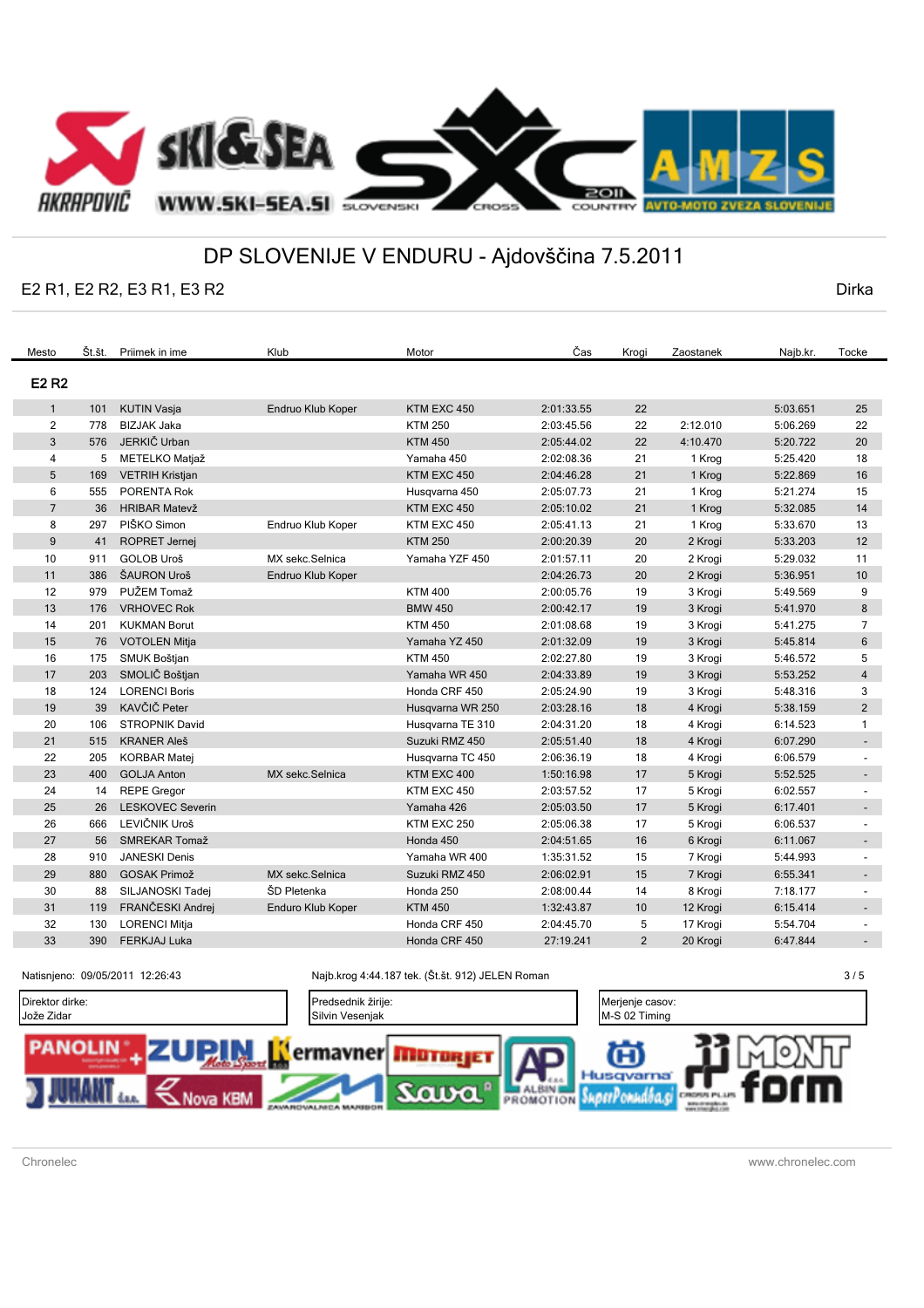# DP SLOVENIJE V ENDURU - Ajdovščina 7.5.2011

E2 R1, E2 R2, E3 R1, E3 R2

Dirka

| Mesto | Št.št. | Priimek in ime | Klub | Motor | Čas | Krogi | Zaostanek | Najb.kr. | Tocke |
|---|---|---|---|---|---|---|---|---|---|
| **E2 R2** | | | | | | | | | |
| 1 | 101 | KUTIN Vasja | Endruo Klub Koper | KTM EXC 450 | 2:01:33.55 | 22 | | 5:03.651 | 25 |
| 2 | 778 | BIZJAK Jaka | | KTM 250 | 2:03:45.56 | 22 | 2:12.010 | 5:06.269 | 22 |
| 3 | 576 | JERKIČ Urban | | KTM 450 | 2:05:44.02 | 22 | 4:10.470 | 5:20.722 | 20 |
| 4 | 5 | METELKO Matjaž | | Yamaha 450 | 2:02:08.36 | 21 | 1 Krog | 5:25.420 | 18 |
| 5 | 169 | VETRIH Kristjan | | KTM EXC 450 | 2:04:46.28 | 21 | 1 Krog | 5:22.869 | 16 |
| 6 | 555 | PORENTA Rok | | Husqvarna 450 | 2:05:07.73 | 21 | 1 Krog | 5:21.274 | 15 |
| 7 | 36 | HRIBAR Matevž | | KTM EXC 450 | 2:05:10.02 | 21 | 1 Krog | 5:32.085 | 14 |
| 8 | 297 | PIŠKO Simon | Endruo Klub Koper | KTM EXC 450 | 2:05:41.13 | 21 | 1 Krog | 5:33.670 | 13 |
| 9 | 41 | ROPRET Jernej | | KTM 250 | 2:00:20.39 | 20 | 2 Krogi | 5:33.203 | 12 |
| 10 | 911 | GOLOB Uroš | MX sekc.Selnica | Yamaha YZF 450 | 2:01:57.11 | 20 | 2 Krogi | 5:29.032 | 11 |
| 11 | 386 | ŠAURON Uroš | Endruo Klub Koper | | 2:04:26.73 | 20 | 2 Krogi | 5:36.951 | 10 |
| 12 | 979 | PUŽEM Tomaž | | KTM 400 | 2:00:05.76 | 19 | 3 Krogi | 5:49.569 | 9 |
| 13 | 176 | VRHOVEC Rok | | BMW 450 | 2:00:42.17 | 19 | 3 Krogi | 5:41.970 | 8 |
| 14 | 201 | KUKMAN Borut | | KTM 450 | 2:01:08.68 | 19 | 3 Krogi | 5:41.275 | 7 |
| 15 | 76 | VOTOLEN Mitja | | Yamaha YZ 450 | 2:01:32.09 | 19 | 3 Krogi | 5:45.814 | 6 |
| 16 | 175 | SMUK Boštjan | | KTM 450 | 2:02:27.80 | 19 | 3 Krogi | 5:46.572 | 5 |
| 17 | 203 | SMOLIČ Boštjan | | Yamaha WR 450 | 2:04:33.89 | 19 | 3 Krogi | 5:53.252 | 4 |
| 18 | 124 | LORENCI Boris | | Honda CRF 450 | 2:05:24.90 | 19 | 3 Krogi | 5:48.316 | 3 |
| 19 | 39 | KAVČIČ Peter | | Husqvarna WR 250 | 2:03:28.16 | 18 | 4 Krogi | 5:38.159 | 2 |
| 20 | 106 | STROPNIK David | | Husqvarna TE 310 | 2:04:31.20 | 18 | 4 Krogi | 6:14.523 | 1 |
| 21 | 515 | KRANER Aleš | | Suzuki RMZ 450 | 2:05:51.40 | 18 | 4 Krogi | 6:07.290 | - |
| 22 | 205 | KORBAR Matej | | Husqvarna TC 450 | 2:06:36.19 | 18 | 4 Krogi | 6:06.579 | - |
| 23 | 400 | GOLJA Anton | MX sekc.Selnica | KTM EXC 400 | 1:50:16.98 | 17 | 5 Krogi | 5:52.525 | - |
| 24 | 14 | REPE Gregor | | KTM EXC 450 | 2:03:57.52 | 17 | 5 Krogi | 6:02.557 | - |
| 25 | 26 | LESKOVEC Severin | | Yamaha 426 | 2:05:03.50 | 17 | 5 Krogi | 6:17.401 | - |
| 26 | 666 | LEVIČNIK Uroš | | KTM EXC 250 | 2:05:06.38 | 17 | 5 Krogi | 6:06.537 | - |
| 27 | 56 | SMREKAR Tomaž | | Honda 450 | 2:04:51.65 | 16 | 6 Krogi | 6:11.067 | - |
| 28 | 910 | JANESKI Denis | | Yamaha WR 400 | 1:35:31.52 | 15 | 7 Krogi | 5:44.993 | - |
| 29 | 880 | GOSAK Primož | MX sekc.Selnica | Suzuki RMZ 450 | 2:06:02.91 | 15 | 7 Krogi | 6:55.341 | - |
| 30 | 88 | SILJANOSKI Tadej | ŠD Pletenka | Honda 250 | 2:08:00.44 | 14 | 8 Krogi | 7:18.177 | - |
| 31 | 119 | FRANČEŠKI Andrej | Endruo Klub Koper | KTM 450 | 1:32:43.87 | 10 | 12 Krogi | 6:15.414 | - |
| 32 | 130 | LORENCI Mitja | | Honda CRF 450 | 2:04:45.70 | 5 | 17 Krogi | 5:54.704 | - |
| 33 | 390 | FERKJAJ Luka | | Honda CRF 450 | 27:19.241 | 2 | 20 Krogi | 6:47.844 | - |

Natisnjeno: 09/05/2011 12:26:43

Najb.krog 4:44.187 tek. (Št.št. 912) JELEN Roman

Direktor dirke:
Jože Zidar

Predsednik žirije:
Silvin Vesenjak

Merjenje casov:
M-S 02 Timing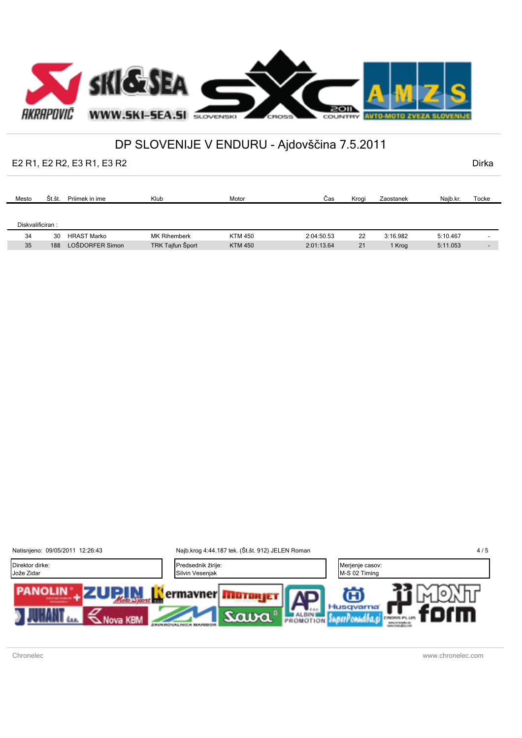# DP SLOVENIJE V ENDURU - Ajdovščina 7.5.2011

E2 R1, E2 R2, E3 R1, E3 R2

Dirka

| Mesto | Št.št. | Priimek in ime | Klub | Motor | Čas | Krogi | Zaostanek | Najb.kr. | Tocke |
|---|---|---|---|---|---|---|---|---|---|
| Diskvalificiran : | | | | | | | | | |
| 34 | 30 | HRAST Marko | MK Rihemberk | KTM 450 | 2:04:50.53 | 22 | 3:16.982 | 5:10.467 | - |
| 35 | 188 | LOŠDORFER Simon | TRK Tajfun Šport | KTM 450 | 2:01:13.64 | 21 | 1 Krog | 5:11.053 | - |

Natisnjeno: 09/05/2011 12:26:43

Najb.krog 4:44.187 tek. (Št.št. 912) JELEN Roman

| Direktor dirke: | Predsednik žirije: | Merjenje casov: |
|---|---|---|
| Jože Zidar | Silvin Vesenjak | M-S 02 Timing |